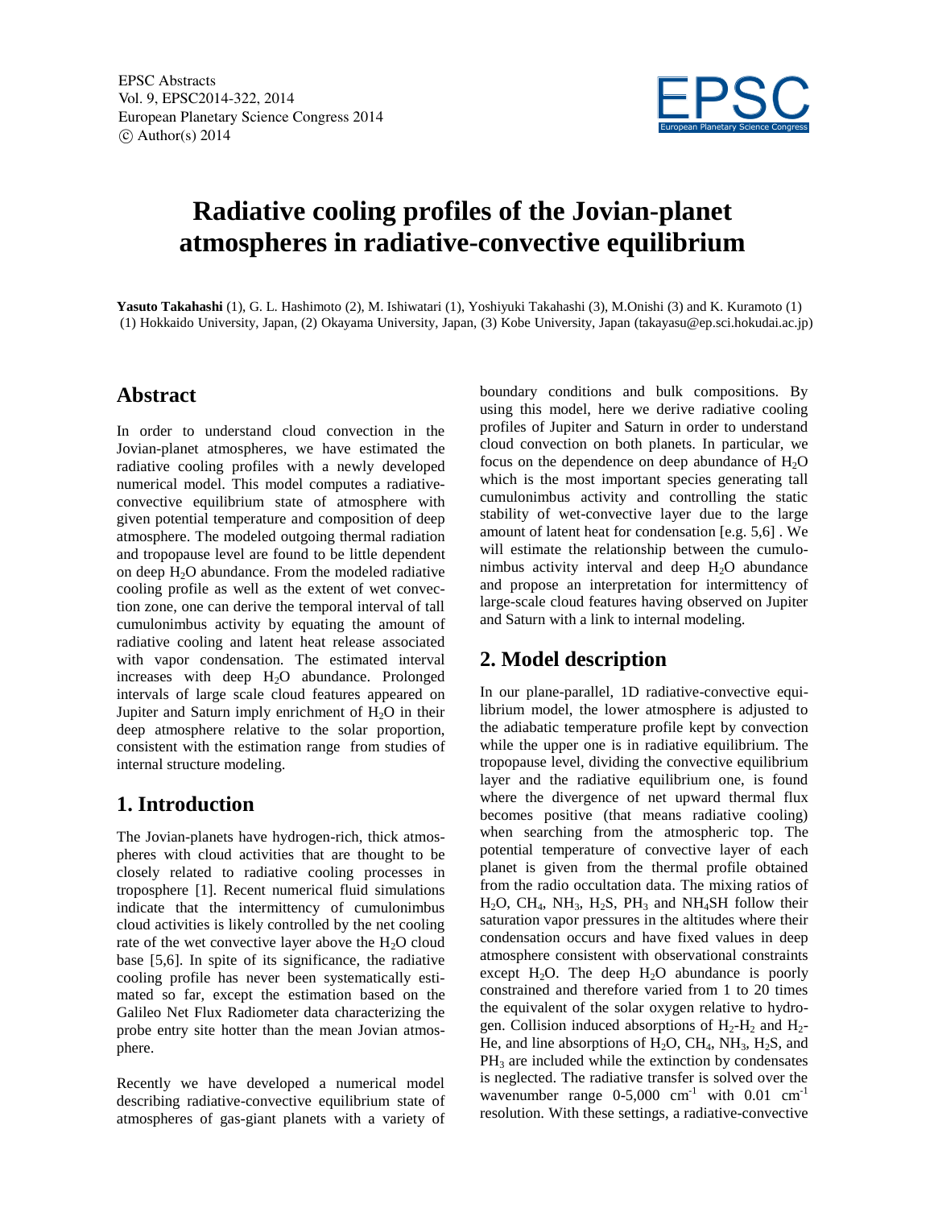# Radiative cooling profiles of the Jovian-planet atmospheres in radiative-convective equilibrium

**Yasuto Takahashi** (1), G. L. Hashimoto (2), M. Ishiwatari (1), Yoshiyuki Takahashi (3), M.Onishi (3) and K. Kuramoto (1)
(1) Hokkaido University, Japan, (2) Okayama University, Japan, (3) Kobe University, Japan (takayasu@ep.sci.hokudai.ac.jp)

## Abstract

In order to understand cloud convection in the Jovian-planet atmospheres, we have estimated the radiative cooling profiles with a newly developed numerical model. This model computes a radiative-convective equilibrium state of atmosphere with given potential temperature and composition of deep atmosphere. The modeled outgoing thermal radiation and tropopause level are found to be little dependent on deep $H_2O$ abundance. From the modeled radiative cooling profile as well as the extent of wet convection zone, one can derive the temporal interval of tall cumulonimbus activity by equating the amount of radiative cooling and latent heat release associated with vapor condensation. The estimated interval increases with deep $H_2O$ abundance. Prolonged intervals of large scale cloud features appeared on Jupiter and Saturn imply enrichment of $H_2O$ in their deep atmosphere relative to the solar proportion, consistent with the estimation range from studies of internal structure modeling.

## 1. Introduction

The Jovian-planets have hydrogen-rich, thick atmospheres with cloud activities that are thought to be closely related to radiative cooling processes in troposphere [1]. Recent numerical fluid simulations indicate that the intermittency of cumulonimbus cloud activities is likely controlled by the net cooling rate of the wet convective layer above the $H_2O$ cloud base [5,6]. In spite of its significance, the radiative cooling profile has never been systematically estimated so far, except the estimation based on the Galileo Net Flux Radiometer data characterizing the probe entry site hotter than the mean Jovian atmosphere.

Recently we have developed a numerical model describing radiative-convective equilibrium state of atmospheres of gas-giant planets with a variety of boundary conditions and bulk compositions. By using this model, here we derive radiative cooling profiles of Jupiter and Saturn in order to understand cloud convection on both planets. In particular, we focus on the dependence on deep abundance of $H_2O$ which is the most important species generating tall cumulonimbus activity and controlling the static stability of wet-convective layer due to the large amount of latent heat for condensation [e.g. 5,6] . We will estimate the relationship between the cumulonimbus activity interval and deep $H_2O$ abundance and propose an interpretation for intermittency of large-scale cloud features having observed on Jupiter and Saturn with a link to internal modeling.

## 2. Model description

In our plane-parallel, 1D radiative-convective equilibrium model, the lower atmosphere is adjusted to the adiabatic temperature profile kept by convection while the upper one is in radiative equilibrium. The tropopause level, dividing the convective equilibrium layer and the radiative equilibrium one, is found where the divergence of net upward thermal flux becomes positive (that means radiative cooling) when searching from the atmospheric top. The potential temperature of convective layer of each planet is given from the thermal profile obtained from the radio occultation data. The mixing ratios of $H_2O$, $CH_4$, $NH_3$, $H_2S$, $PH_3$ and $NH_4SH$ follow their saturation vapor pressures in the altitudes where their condensation occurs and have fixed values in deep atmosphere consistent with observational constraints except $H_2O$. The deep $H_2O$ abundance is poorly constrained and therefore varied from 1 to 20 times the equivalent of the solar oxygen relative to hydrogen. Collision induced absorptions of $H_2$-$H_2$ and $H_2$-He, and line absorptions of $H_2O$, $CH_4$, $NH_3$, $H_2S$, and $PH_3$ are included while the extinction by condensates is neglected. The radiative transfer is solved over the wavenumber range 0-5,000 $cm^{-1}$ with 0.01 $cm^{-1}$ resolution. With these settings, a radiative-convective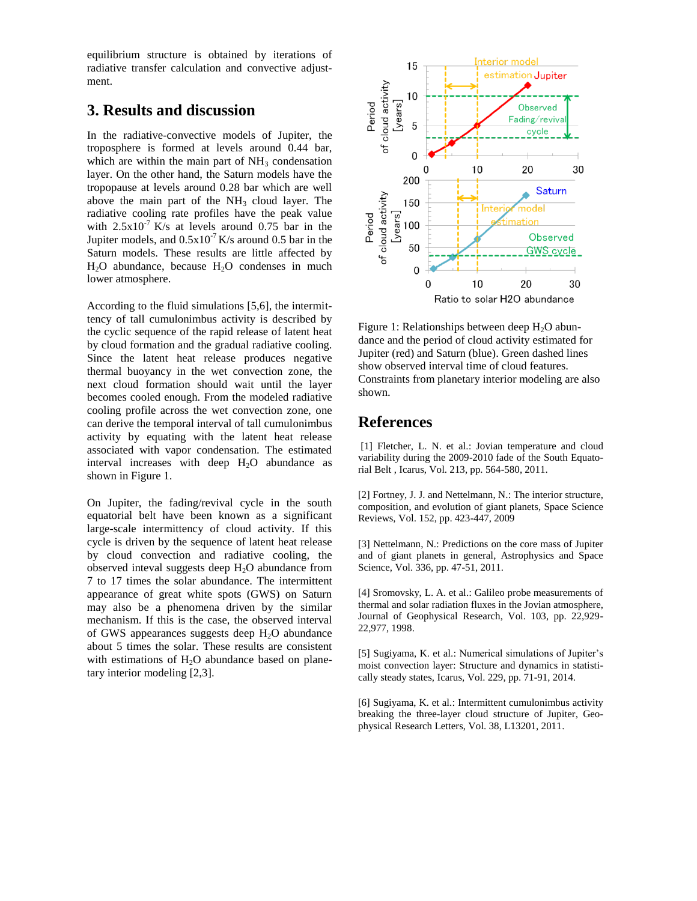equilibrium structure is obtained by iterations of radiative transfer calculation and convective adjustment.

## 3. Results and discussion

In the radiative-convective models of Jupiter, the troposphere is formed at levels around 0.44 bar, which are within the main part of $NH_3$ condensation layer. On the other hand, the Saturn models have the tropopause at levels around 0.28 bar which are well above the main part of the $NH_3$ cloud layer. The radiative cooling rate profiles have the peak value with $2.5\times10^{-7}$ K/s at levels around 0.75 bar in the Jupiter models, and $0.5\times10^{-7}$ K/s around 0.5 bar in the Saturn models. These results are little affected by $H_2O$ abundance, because $H_2O$ condenses in much lower atmosphere.

According to the fluid simulations [5,6], the intermittency of tall cumulonimbus activity is described by the cyclic sequence of the rapid release of latent heat by cloud formation and the gradual radiative cooling. Since the latent heat release produces negative thermal buoyancy in the wet convection zone, the next cloud formation should wait until the layer becomes cooled enough. From the modeled radiative cooling profile across the wet convection zone, one can derive the temporal interval of tall cumulonimbus activity by equating with the latent heat release associated with vapor condensation. The estimated interval increases with deep $H_2O$ abundance as shown in Figure 1.

On Jupiter, the fading/revival cycle in the south equatorial belt have been known as a significant large-scale intermittency of cloud activity. If this cycle is driven by the sequence of latent heat release by cloud convection and radiative cooling, the observed inteval suggests deep $H_2O$ abundance from 7 to 17 times the solar abundance. The intermittent appearance of great white spots (GWS) on Saturn may also be a phenomena driven by the similar mechanism. If this is the case, the observed interval of GWS appearances suggests deep $H_2O$ abundance about 5 times the solar. These results are consistent with estimations of $H_2O$ abundance based on planetary interior modeling [2,3].

Interior model estimation
Jupiter
Observed Fading/revival cycle
Period of cloud activity [years]
15
10
5
0
0
10
20
30
200
150
100
50
0
Saturn
Interior model estimation
Observed GWS cycle
Period of cloud activity [years]
0
10
20
30
Ratio to solar H2O abundance

Figure 1: Relationships between deep $H_2O$ abundance and the period of cloud activity estimated for Jupiter (red) and Saturn (blue). Green dashed lines show observed interval time of cloud features. Constraints from planetary interior modeling are also shown.

## References

[1] Fletcher, L. N. et al.: Jovian temperature and cloud variability during the 2009-2010 fade of the South Equatorial Belt , Icarus, Vol. 213, pp. 564-580, 2011.

[2] Fortney, J. J. and Nettelmann, N.: The interior structure, composition, and evolution of giant planets, Space Science Reviews, Vol. 152, pp. 423-447, 2009

[3] Nettelmann, N.: Predictions on the core mass of Jupiter and of giant planets in general, Astrophysics and Space Science, Vol. 336, pp. 47-51, 2011.

[4] Sromovsky, L. A. et al.: Galileo probe measurements of thermal and solar radiation fluxes in the Jovian atmosphere, Journal of Geophysical Research, Vol. 103, pp. 22,929-22,977, 1998.

[5] Sugiyama, K. et al.: Numerical simulations of Jupiter's moist convection layer: Structure and dynamics in statistically steady states, Icarus, Vol. 229, pp. 71-91, 2014.

[6] Sugiyama, K. et al.: Intermittent cumulonimbus activity breaking the three-layer cloud structure of Jupiter, Geophysical Research Letters, Vol. 38, L13201, 2011.